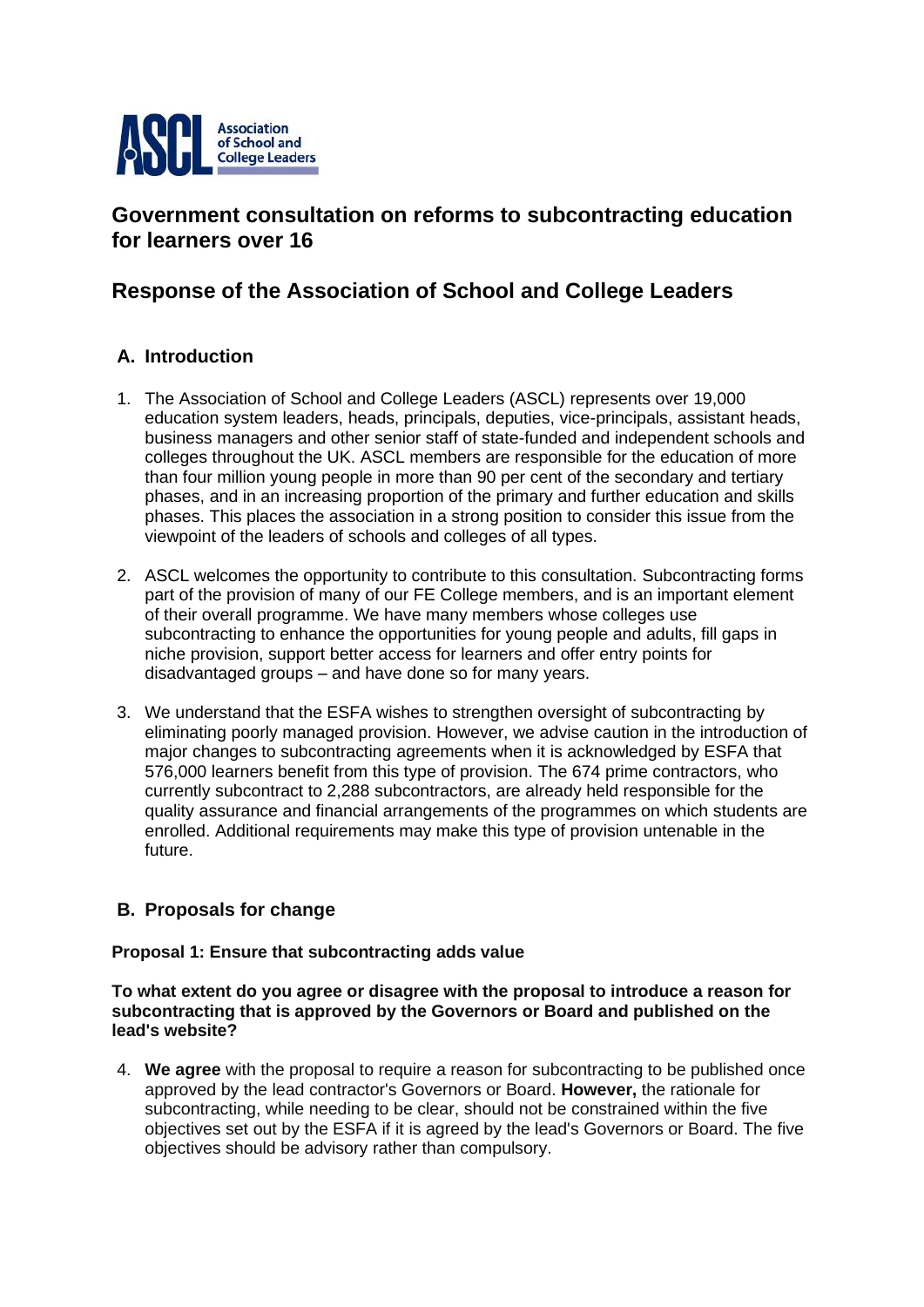Association of School and College Leaders

# Government consultation on reforms to subcontracting education for learners over 16

# Response of the Association of School and College Leaders

## A. Introduction

1. The Association of School and College Leaders (ASCL) represents over 19,000 education system leaders, heads, principals, deputies, vice-principals, assistant heads, business managers and other senior staff of state-funded and independent schools and colleges throughout the UK. ASCL members are responsible for the education of more than four million young people in more than 90 per cent of the secondary and tertiary phases, and in an increasing proportion of the primary and further education and skills phases. This places the association in a strong position to consider this issue from the viewpoint of the leaders of schools and colleges of all types.

2. ASCL welcomes the opportunity to contribute to this consultation. Subcontracting forms part of the provision of many of our FE College members, and is an important element of their overall programme. We have many members whose colleges use subcontracting to enhance the opportunities for young people and adults, fill gaps in niche provision, support better access for learners and offer entry points for disadvantaged groups – and have done so for many years.

3. We understand that the ESFA wishes to strengthen oversight of subcontracting by eliminating poorly managed provision. However, we advise caution in the introduction of major changes to subcontracting agreements when it is acknowledged by ESFA that 576,000 learners benefit from this type of provision. The 674 prime contractors, who currently subcontract to 2,288 subcontractors, are already held responsible for the quality assurance and financial arrangements of the programmes on which students are enrolled. Additional requirements may make this type of provision untenable in the future.

## B. Proposals for change

**Proposal 1: Ensure that subcontracting adds value**

**To what extent do you agree or disagree with the proposal to introduce a reason for subcontracting that is approved by the Governors or Board and published on the lead's website?**

4. **We agree** with the proposal to require a reason for subcontracting to be published once approved by the lead contractor's Governors or Board. **However,** the rationale for subcontracting, while needing to be clear, should not be constrained within the five objectives set out by the ESFA if it is agreed by the lead's Governors or Board. The five objectives should be advisory rather than compulsory.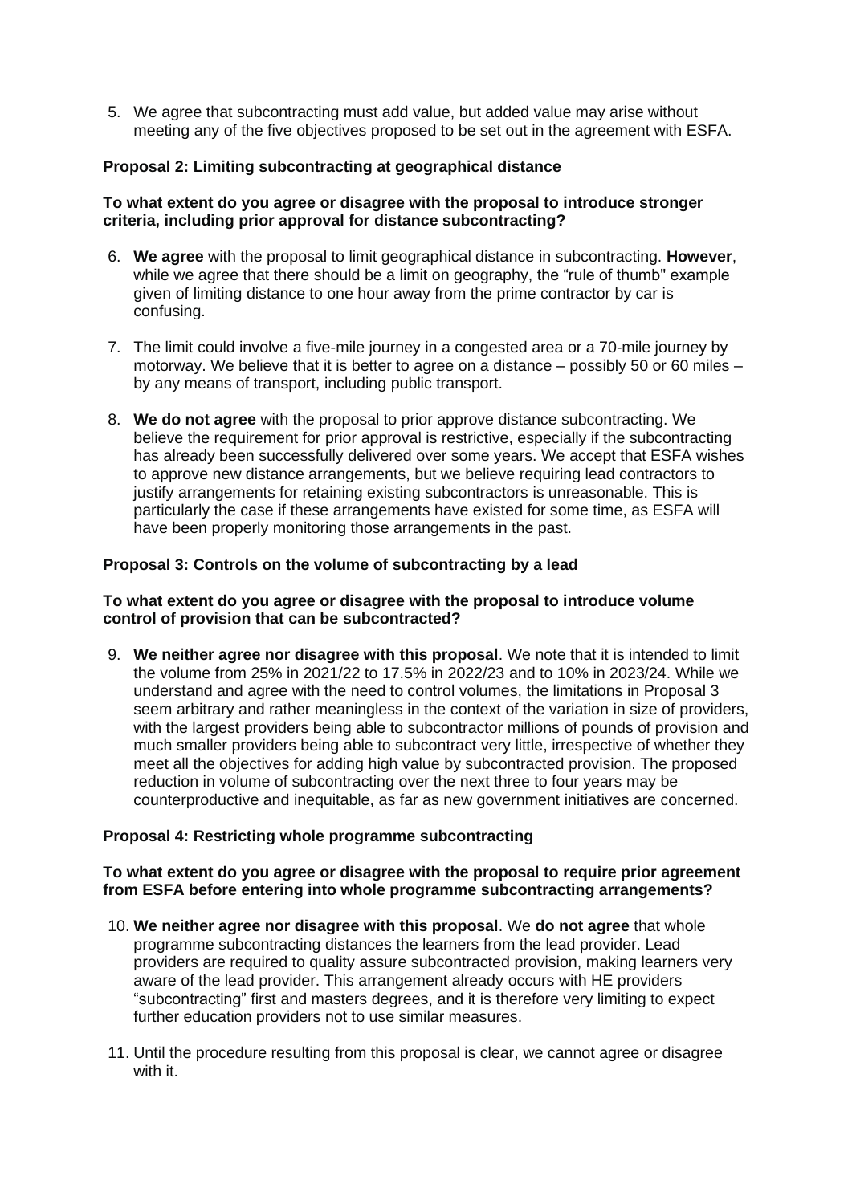5. We agree that subcontracting must add value, but added value may arise without meeting any of the five objectives proposed to be set out in the agreement with ESFA.

**Proposal 2: Limiting subcontracting at geographical distance**

**To what extent do you agree or disagree with the proposal to introduce stronger criteria, including prior approval for distance subcontracting?**

6. **We agree** with the proposal to limit geographical distance in subcontracting. **However**, while we agree that there should be a limit on geography, the "rule of thumb" example given of limiting distance to one hour away from the prime contractor by car is confusing.

7. The limit could involve a five-mile journey in a congested area or a 70-mile journey by motorway. We believe that it is better to agree on a distance – possibly 50 or 60 miles – by any means of transport, including public transport.

8. **We do not agree** with the proposal to prior approve distance subcontracting. We believe the requirement for prior approval is restrictive, especially if the subcontracting has already been successfully delivered over some years. We accept that ESFA wishes to approve new distance arrangements, but we believe requiring lead contractors to justify arrangements for retaining existing subcontractors is unreasonable. This is particularly the case if these arrangements have existed for some time, as ESFA will have been properly monitoring those arrangements in the past.

**Proposal 3: Controls on the volume of subcontracting by a lead**

**To what extent do you agree or disagree with the proposal to introduce volume control of provision that can be subcontracted?**

9. **We neither agree nor disagree with this proposal**. We note that it is intended to limit the volume from 25% in 2021/22 to 17.5% in 2022/23 and to 10% in 2023/24. While we understand and agree with the need to control volumes, the limitations in Proposal 3 seem arbitrary and rather meaningless in the context of the variation in size of providers, with the largest providers being able to subcontractor millions of pounds of provision and much smaller providers being able to subcontract very little, irrespective of whether they meet all the objectives for adding high value by subcontracted provision. The proposed reduction in volume of subcontracting over the next three to four years may be counterproductive and inequitable, as far as new government initiatives are concerned.

**Proposal 4: Restricting whole programme subcontracting**

**To what extent do you agree or disagree with the proposal to require prior agreement from ESFA before entering into whole programme subcontracting arrangements?**

10. **We neither agree nor disagree with this proposal**. We **do not agree** that whole programme subcontracting distances the learners from the lead provider. Lead providers are required to quality assure subcontracted provision, making learners very aware of the lead provider. This arrangement already occurs with HE providers "subcontracting" first and masters degrees, and it is therefore very limiting to expect further education providers not to use similar measures.

11. Until the procedure resulting from this proposal is clear, we cannot agree or disagree with it.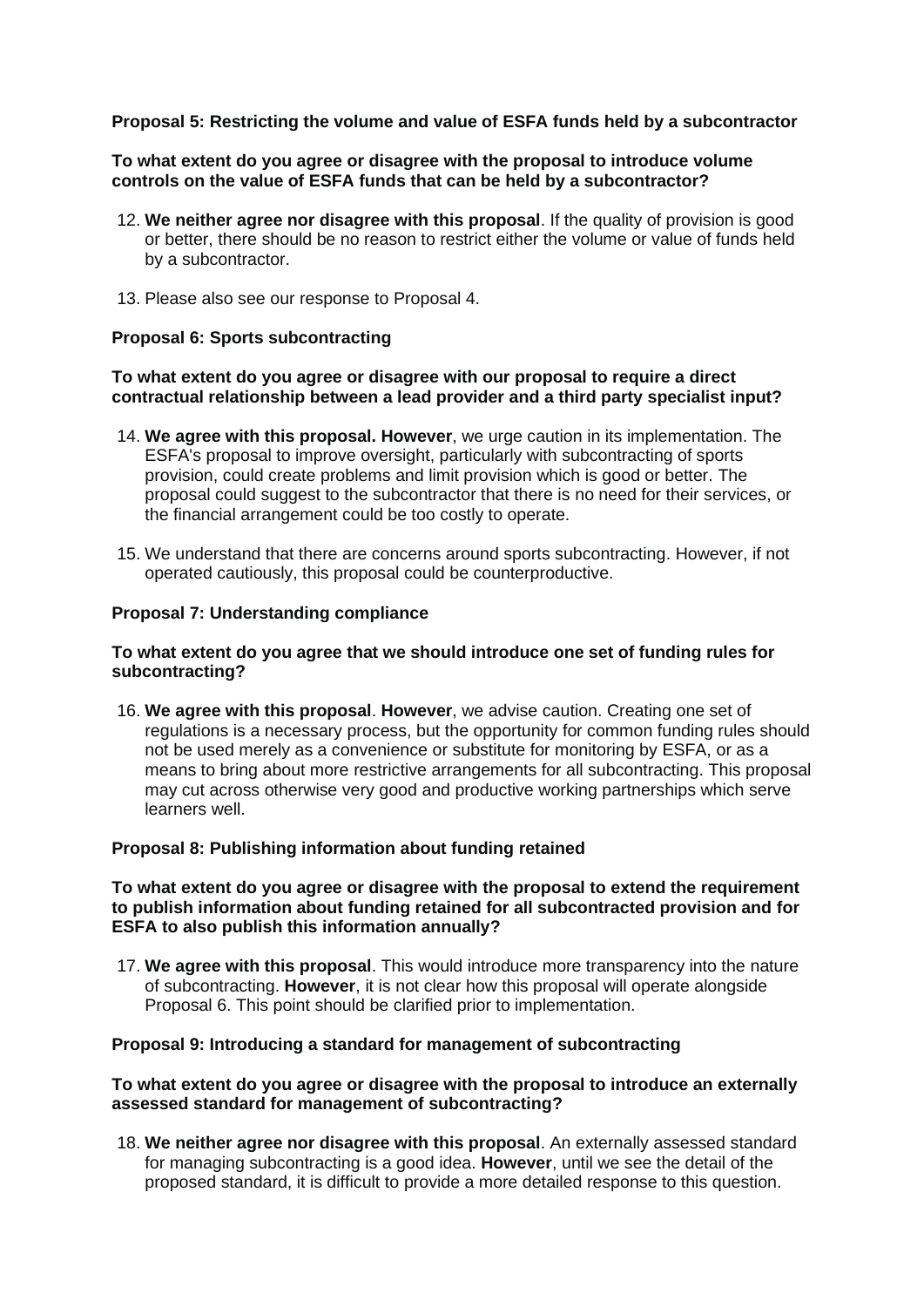**Proposal 5: Restricting the volume and value of ESFA funds held by a subcontractor**

**To what extent do you agree or disagree with the proposal to introduce volume controls on the value of ESFA funds that can be held by a subcontractor?**

12. **We neither agree nor disagree with this proposal**. If the quality of provision is good or better, there should be no reason to restrict either the volume or value of funds held by a subcontractor.
13. Please also see our response to Proposal 4.

**Proposal 6: Sports subcontracting**

**To what extent do you agree or disagree with our proposal to require a direct contractual relationship between a lead provider and a third party specialist input?**

14. **We agree with this proposal. However**, we urge caution in its implementation. The ESFA's proposal to improve oversight, particularly with subcontracting of sports provision, could create problems and limit provision which is good or better. The proposal could suggest to the subcontractor that there is no need for their services, or the financial arrangement could be too costly to operate.
15. We understand that there are concerns around sports subcontracting. However, if not operated cautiously, this proposal could be counterproductive.

**Proposal 7: Understanding compliance**

**To what extent do you agree that we should introduce one set of funding rules for subcontracting?**

16. **We agree with this proposal**. **However**, we advise caution. Creating one set of regulations is a necessary process, but the opportunity for common funding rules should not be used merely as a convenience or substitute for monitoring by ESFA, or as a means to bring about more restrictive arrangements for all subcontracting. This proposal may cut across otherwise very good and productive working partnerships which serve learners well.

**Proposal 8: Publishing information about funding retained**

**To what extent do you agree or disagree with the proposal to extend the requirement to publish information about funding retained for all subcontracted provision and for ESFA to also publish this information annually?**

17. **We agree with this proposal**. This would introduce more transparency into the nature of subcontracting. **However**, it is not clear how this proposal will operate alongside Proposal 6. This point should be clarified prior to implementation.

**Proposal 9: Introducing a standard for management of subcontracting**

**To what extent do you agree or disagree with the proposal to introduce an externally assessed standard for management of subcontracting?**

18. **We neither agree nor disagree with this proposal**. An externally assessed standard for managing subcontracting is a good idea. **However**, until we see the detail of the proposed standard, it is difficult to provide a more detailed response to this question.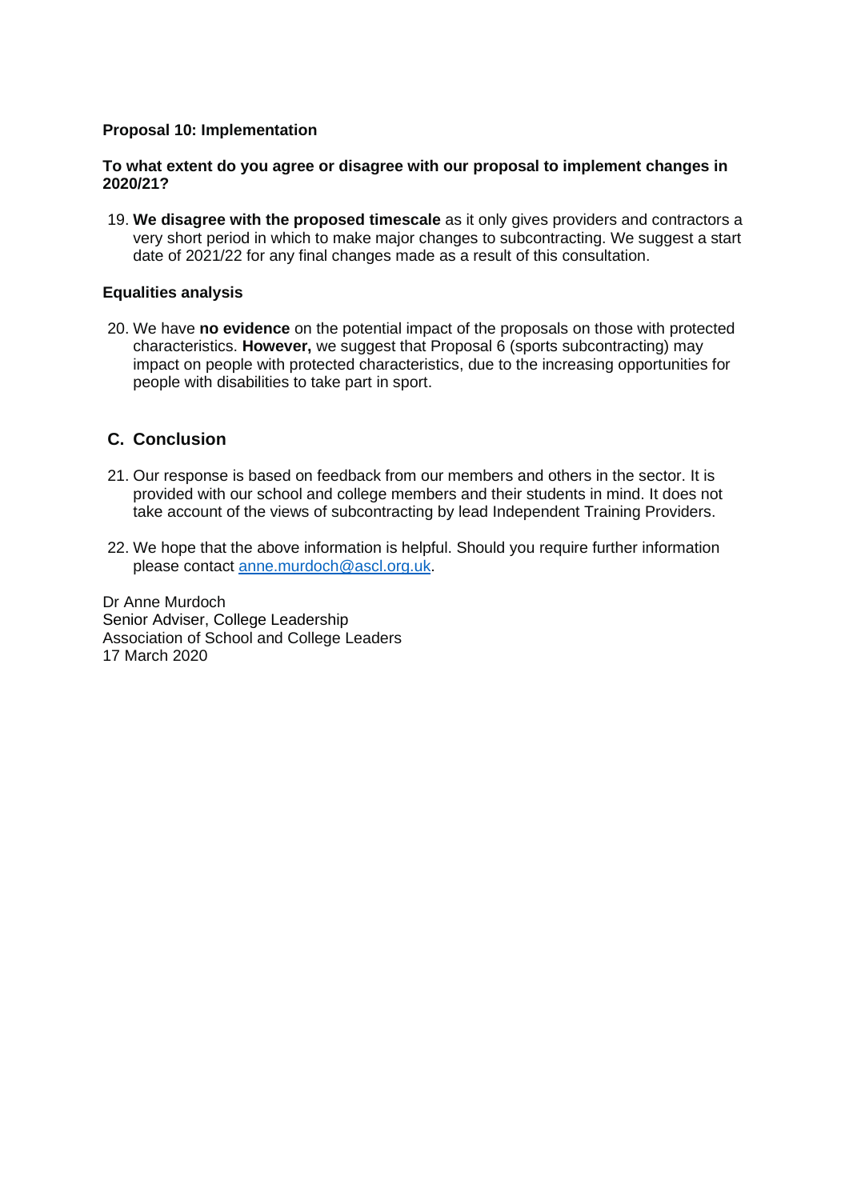**Proposal 10: Implementation**

**To what extent do you agree or disagree with our proposal to implement changes in 2020/21?**

19. **We disagree with the proposed timescale** as it only gives providers and contractors a very short period in which to make major changes to subcontracting. We suggest a start date of 2021/22 for any final changes made as a result of this consultation.

**Equalities analysis**

20. We have **no evidence** on the potential impact of the proposals on those with protected characteristics. **However,** we suggest that Proposal 6 (sports subcontracting) may impact on people with protected characteristics, due to the increasing opportunities for people with disabilities to take part in sport.

## C. Conclusion

21. Our response is based on feedback from our members and others in the sector. It is provided with our school and college members and their students in mind. It does not take account of the views of subcontracting by lead Independent Training Providers.

22. We hope that the above information is helpful. Should you require further information please contact [anne.murdoch@ascl.org.uk](mailto:anne.murdoch@ascl.org.uk).

Dr Anne Murdoch
Senior Adviser, College Leadership
Association of School and College Leaders
17 March 2020